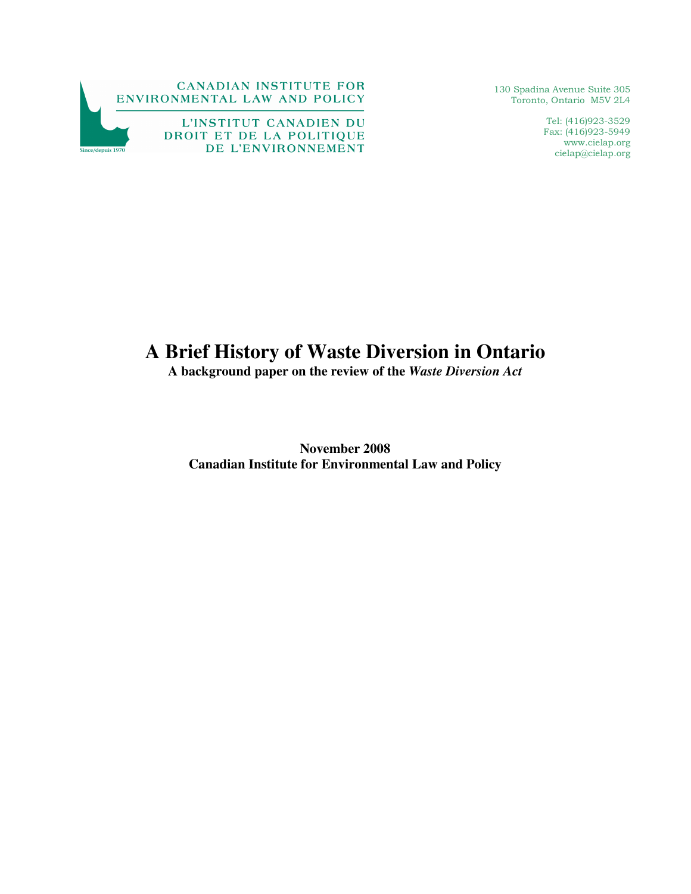CANADIAN INSTITUTE FOR ENVIRONMENTAL LAW AND POLICY

L'INSTITUT CANADIEN DU DROIT ET DE LA POLITIQUE DE L'ENVIRONNEMENT

Since/depuis 1970

130 Spadina Avenue Suite 305
Toronto, Ontario M5V 2L4

Tel: (416)923-3529
Fax: (416)923-5949
www.cielap.org
cielap@cielap.org

# A Brief History of Waste Diversion in Ontario

**A background paper on the review of the *Waste Diversion Act***

**November 2008**
**Canadian Institute for Environmental Law and Policy**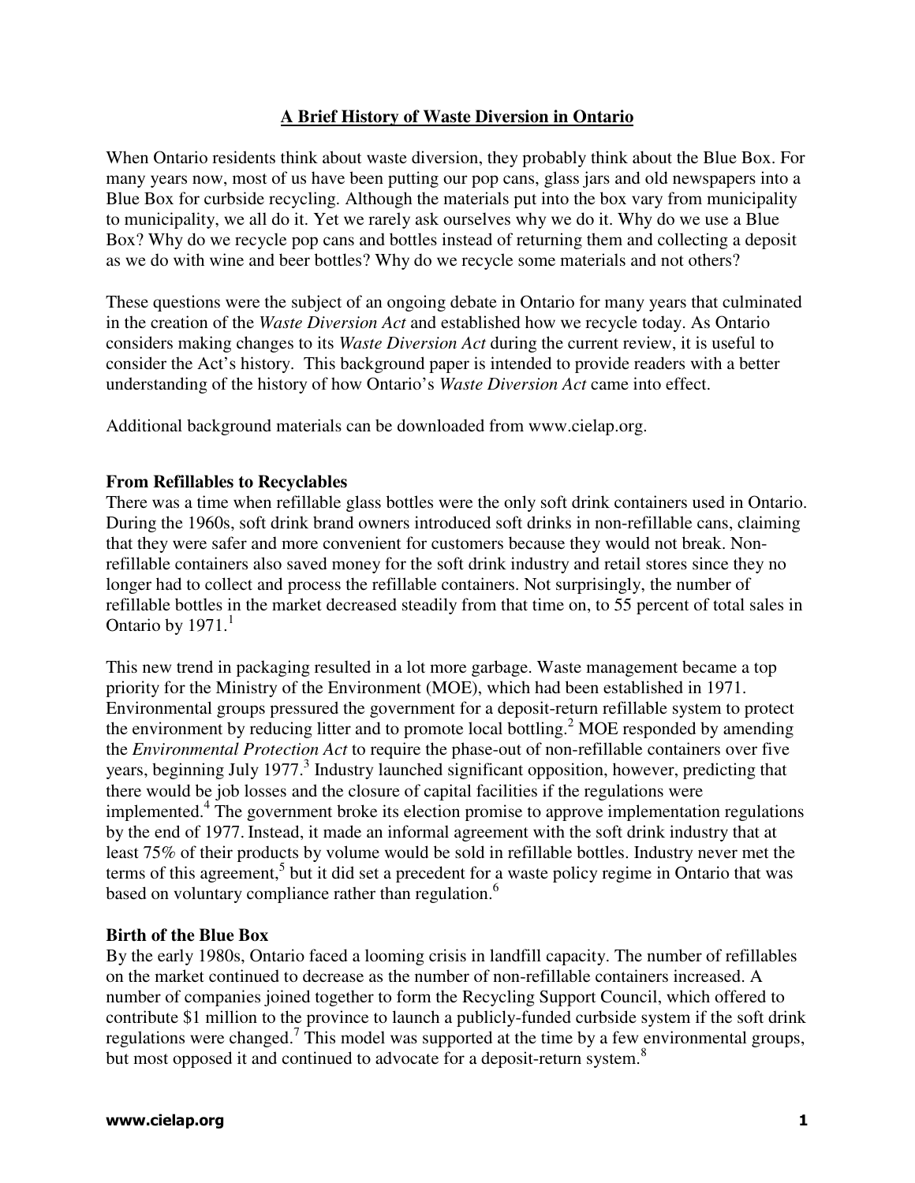# A Brief History of Waste Diversion in Ontario

When Ontario residents think about waste diversion, they probably think about the Blue Box. For many years now, most of us have been putting our pop cans, glass jars and old newspapers into a Blue Box for curbside recycling. Although the materials put into the box vary from municipality to municipality, we all do it. Yet we rarely ask ourselves why we do it. Why do we use a Blue Box? Why do we recycle pop cans and bottles instead of returning them and collecting a deposit as we do with wine and beer bottles? Why do we recycle some materials and not others?

These questions were the subject of an ongoing debate in Ontario for many years that culminated in the creation of the *Waste Diversion Act* and established how we recycle today. As Ontario considers making changes to its *Waste Diversion Act* during the current review, it is useful to consider the Act's history. This background paper is intended to provide readers with a better understanding of the history of how Ontario's *Waste Diversion Act* came into effect.

Additional background materials can be downloaded from www.cielap.org.

## From Refillables to Recyclables

There was a time when refillable glass bottles were the only soft drink containers used in Ontario. During the 1960s, soft drink brand owners introduced soft drinks in non-refillable cans, claiming that they were safer and more convenient for customers because they would not break. Non-refillable containers also saved money for the soft drink industry and retail stores since they no longer had to collect and process the refillable containers. Not surprisingly, the number of refillable bottles in the market decreased steadily from that time on, to 55 percent of total sales in Ontario by 1971.[1]

This new trend in packaging resulted in a lot more garbage. Waste management became a top priority for the Ministry of the Environment (MOE), which had been established in 1971. Environmental groups pressured the government for a deposit-return refillable system to protect the environment by reducing litter and to promote local bottling.[2] MOE responded by amending the *Environmental Protection Act* to require the phase-out of non-refillable containers over five years, beginning July 1977.[3] Industry launched significant opposition, however, predicting that there would be job losses and the closure of capital facilities if the regulations were implemented.[4] The government broke its election promise to approve implementation regulations by the end of 1977. Instead, it made an informal agreement with the soft drink industry that at least 75% of their products by volume would be sold in refillable bottles. Industry never met the terms of this agreement,[5] but it did set a precedent for a waste policy regime in Ontario that was based on voluntary compliance rather than regulation.[6]

## Birth of the Blue Box

By the early 1980s, Ontario faced a looming crisis in landfill capacity. The number of refillables on the market continued to decrease as the number of non-refillable containers increased. A number of companies joined together to form the Recycling Support Council, which offered to contribute $1 million to the province to launch a publicly-funded curbside system if the soft drink regulations were changed.[7] This model was supported at the time by a few environmental groups, but most opposed it and continued to advocate for a deposit-return system.[8]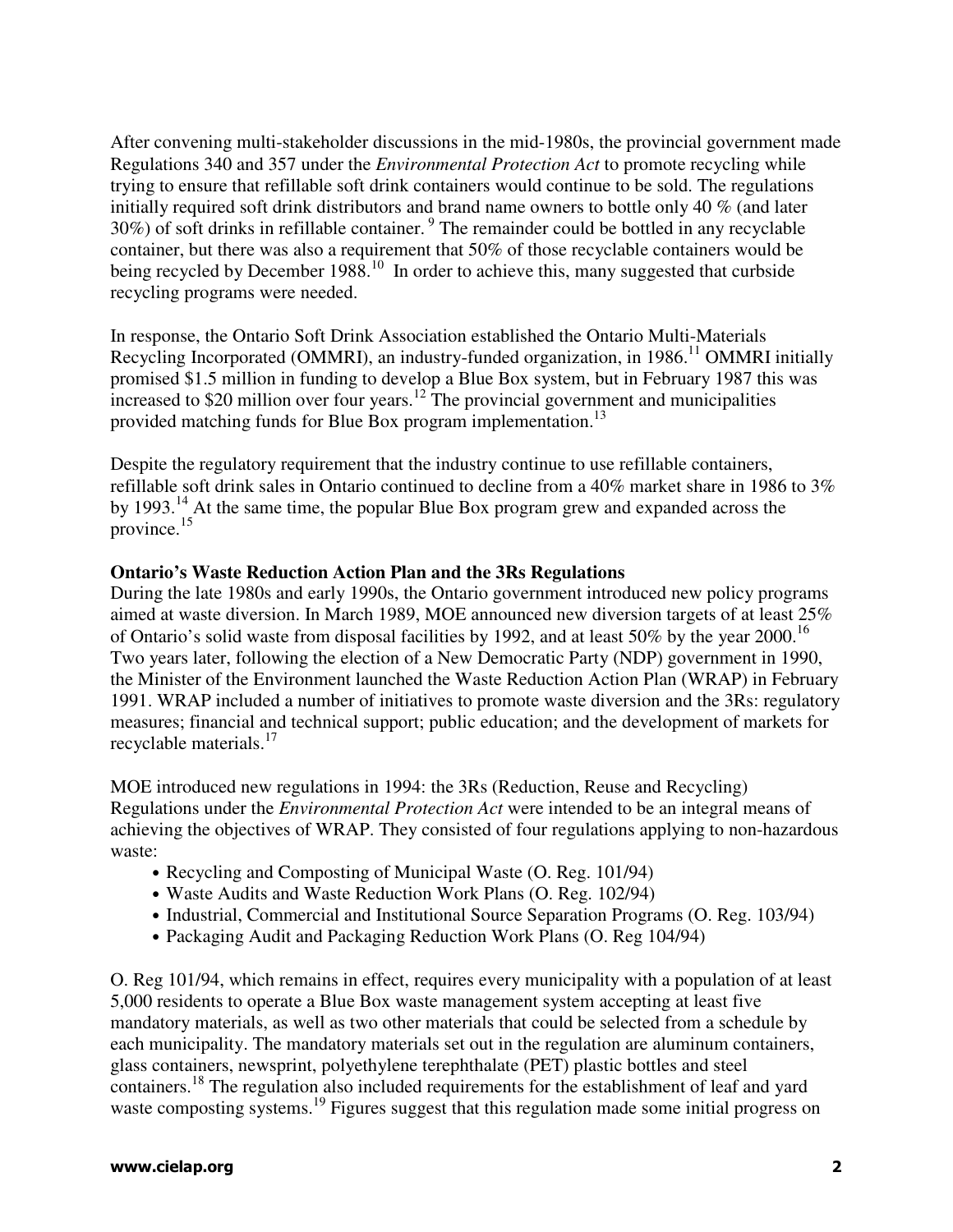After convening multi-stakeholder discussions in the mid-1980s, the provincial government made Regulations 340 and 357 under the *Environmental Protection Act* to promote recycling while trying to ensure that refillable soft drink containers would continue to be sold. The regulations initially required soft drink distributors and brand name owners to bottle only 40 % (and later 30%) of soft drinks in refillable container. [9] The remainder could be bottled in any recyclable container, but there was also a requirement that 50% of those recyclable containers would be being recycled by December 1988.[10] In order to achieve this, many suggested that curbside recycling programs were needed.

In response, the Ontario Soft Drink Association established the Ontario Multi-Materials Recycling Incorporated (OMMRI), an industry-funded organization, in 1986.[11] OMMRI initially promised \$1.5 million in funding to develop a Blue Box system, but in February 1987 this was increased to \$20 million over four years.[12] The provincial government and municipalities provided matching funds for Blue Box program implementation.[13]

Despite the regulatory requirement that the industry continue to use refillable containers, refillable soft drink sales in Ontario continued to decline from a 40% market share in 1986 to 3% by 1993.[14] At the same time, the popular Blue Box program grew and expanded across the province.[15]

**Ontario's Waste Reduction Action Plan and the 3Rs Regulations**

During the late 1980s and early 1990s, the Ontario government introduced new policy programs aimed at waste diversion. In March 1989, MOE announced new diversion targets of at least 25% of Ontario's solid waste from disposal facilities by 1992, and at least 50% by the year 2000.[16] Two years later, following the election of a New Democratic Party (NDP) government in 1990, the Minister of the Environment launched the Waste Reduction Action Plan (WRAP) in February 1991. WRAP included a number of initiatives to promote waste diversion and the 3Rs: regulatory measures; financial and technical support; public education; and the development of markets for recyclable materials.[17]

MOE introduced new regulations in 1994: the 3Rs (Reduction, Reuse and Recycling) Regulations under the *Environmental Protection Act* were intended to be an integral means of achieving the objectives of WRAP. They consisted of four regulations applying to non-hazardous waste:

- Recycling and Composting of Municipal Waste (O. Reg. 101/94)
- Waste Audits and Waste Reduction Work Plans (O. Reg. 102/94)
- Industrial, Commercial and Institutional Source Separation Programs (O. Reg. 103/94)
- Packaging Audit and Packaging Reduction Work Plans (O. Reg 104/94)

O. Reg 101/94, which remains in effect, requires every municipality with a population of at least 5,000 residents to operate a Blue Box waste management system accepting at least five mandatory materials, as well as two other materials that could be selected from a schedule by each municipality. The mandatory materials set out in the regulation are aluminum containers, glass containers, newsprint, polyethylene terephthalate (PET) plastic bottles and steel containers.[18] The regulation also included requirements for the establishment of leaf and yard waste composting systems.[19] Figures suggest that this regulation made some initial progress on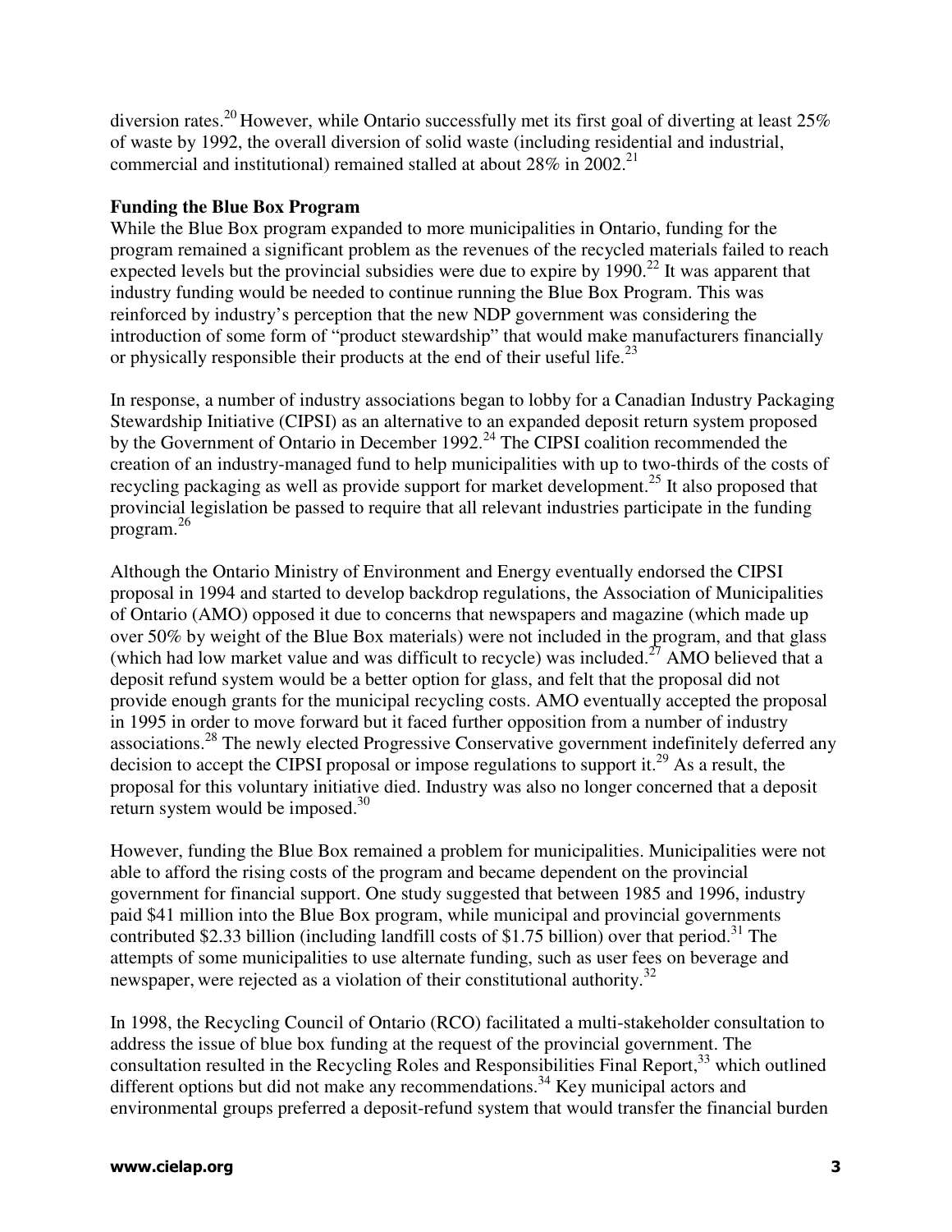diversion rates.[20] However, while Ontario successfully met its first goal of diverting at least 25% of waste by 1992, the overall diversion of solid waste (including residential and industrial, commercial and institutional) remained stalled at about 28% in 2002.[21]

**Funding the Blue Box Program**

While the Blue Box program expanded to more municipalities in Ontario, funding for the program remained a significant problem as the revenues of the recycled materials failed to reach expected levels but the provincial subsidies were due to expire by 1990.[22] It was apparent that industry funding would be needed to continue running the Blue Box Program. This was reinforced by industry's perception that the new NDP government was considering the introduction of some form of "product stewardship" that would make manufacturers financially or physically responsible their products at the end of their useful life.[23]

In response, a number of industry associations began to lobby for a Canadian Industry Packaging Stewardship Initiative (CIPSI) as an alternative to an expanded deposit return system proposed by the Government of Ontario in December 1992.[24] The CIPSI coalition recommended the creation of an industry-managed fund to help municipalities with up to two-thirds of the costs of recycling packaging as well as provide support for market development.[25] It also proposed that provincial legislation be passed to require that all relevant industries participate in the funding program.[26]

Although the Ontario Ministry of Environment and Energy eventually endorsed the CIPSI proposal in 1994 and started to develop backdrop regulations, the Association of Municipalities of Ontario (AMO) opposed it due to concerns that newspapers and magazine (which made up over 50% by weight of the Blue Box materials) were not included in the program, and that glass (which had low market value and was difficult to recycle) was included.[27] AMO believed that a deposit refund system would be a better option for glass, and felt that the proposal did not provide enough grants for the municipal recycling costs. AMO eventually accepted the proposal in 1995 in order to move forward but it faced further opposition from a number of industry associations.[28] The newly elected Progressive Conservative government indefinitely deferred any decision to accept the CIPSI proposal or impose regulations to support it.[29] As a result, the proposal for this voluntary initiative died. Industry was also no longer concerned that a deposit return system would be imposed.[30]

However, funding the Blue Box remained a problem for municipalities. Municipalities were not able to afford the rising costs of the program and became dependent on the provincial government for financial support. One study suggested that between 1985 and 1996, industry paid $41 million into the Blue Box program, while municipal and provincial governments contributed $2.33 billion (including landfill costs of $1.75 billion) over that period.[31] The attempts of some municipalities to use alternate funding, such as user fees on beverage and newspaper, were rejected as a violation of their constitutional authority.[32]

In 1998, the Recycling Council of Ontario (RCO) facilitated a multi-stakeholder consultation to address the issue of blue box funding at the request of the provincial government. The consultation resulted in the Recycling Roles and Responsibilities Final Report,[33] which outlined different options but did not make any recommendations.[34] Key municipal actors and environmental groups preferred a deposit-refund system that would transfer the financial burden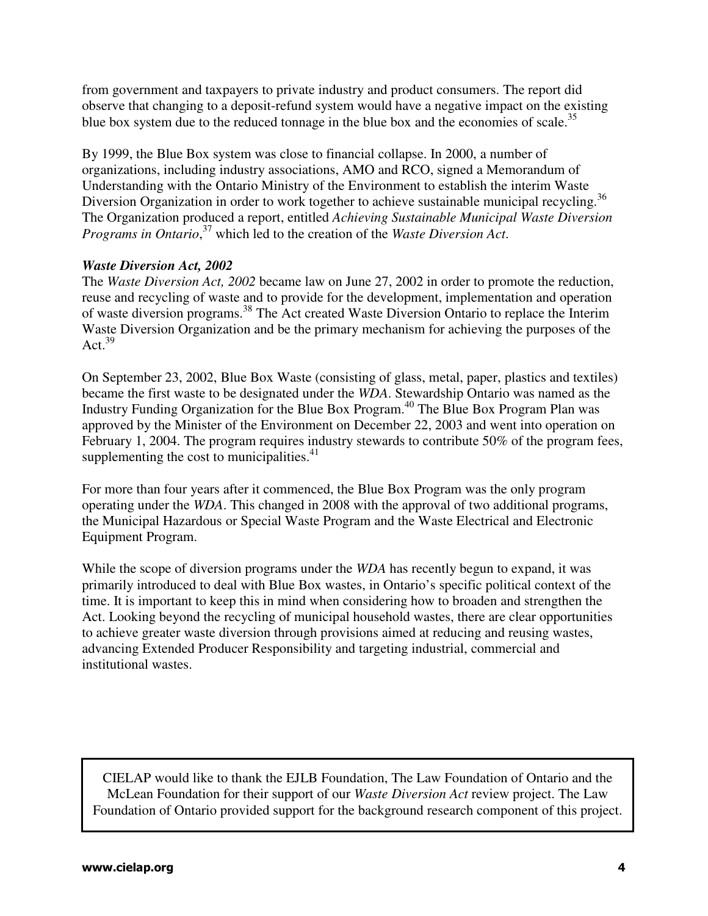from government and taxpayers to private industry and product consumers. The report did observe that changing to a deposit-refund system would have a negative impact on the existing blue box system due to the reduced tonnage in the blue box and the economies of scale.[35]

By 1999, the Blue Box system was close to financial collapse. In 2000, a number of organizations, including industry associations, AMO and RCO, signed a Memorandum of Understanding with the Ontario Ministry of the Environment to establish the interim Waste Diversion Organization in order to work together to achieve sustainable municipal recycling.[36] The Organization produced a report, entitled *Achieving Sustainable Municipal Waste Diversion Programs in Ontario*,[37] which led to the creation of the *Waste Diversion Act*.

***Waste Diversion Act, 2002***

The *Waste Diversion Act, 2002* became law on June 27, 2002 in order to promote the reduction, reuse and recycling of waste and to provide for the development, implementation and operation of waste diversion programs.[38] The Act created Waste Diversion Ontario to replace the Interim Waste Diversion Organization and be the primary mechanism for achieving the purposes of the Act.[39]

On September 23, 2002, Blue Box Waste (consisting of glass, metal, paper, plastics and textiles) became the first waste to be designated under the *WDA*. Stewardship Ontario was named as the Industry Funding Organization for the Blue Box Program.[40] The Blue Box Program Plan was approved by the Minister of the Environment on December 22, 2003 and went into operation on February 1, 2004. The program requires industry stewards to contribute 50% of the program fees, supplementing the cost to municipalities.[41]

For more than four years after it commenced, the Blue Box Program was the only program operating under the *WDA*. This changed in 2008 with the approval of two additional programs, the Municipal Hazardous or Special Waste Program and the Waste Electrical and Electronic Equipment Program.

While the scope of diversion programs under the *WDA* has recently begun to expand, it was primarily introduced to deal with Blue Box wastes, in Ontario's specific political context of the time. It is important to keep this in mind when considering how to broaden and strengthen the Act. Looking beyond the recycling of municipal household wastes, there are clear opportunities to achieve greater waste diversion through provisions aimed at reducing and reusing wastes, advancing Extended Producer Responsibility and targeting industrial, commercial and institutional wastes.

CIELAP would like to thank the EJLB Foundation, The Law Foundation of Ontario and the McLean Foundation for their support of our *Waste Diversion Act* review project. The Law Foundation of Ontario provided support for the background research component of this project.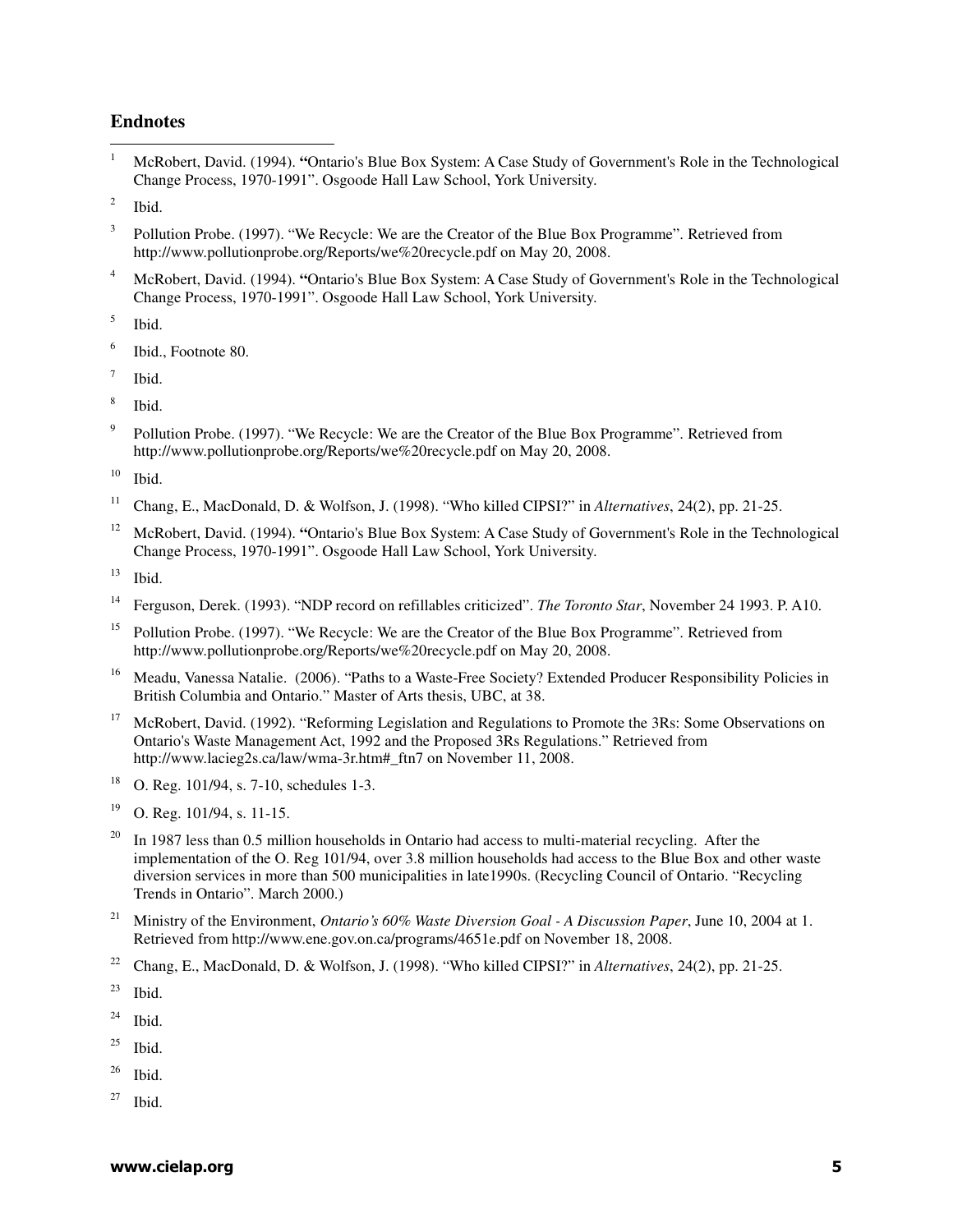## Endnotes

1. McRobert, David. (1994). **"**Ontario's Blue Box System: A Case Study of Government's Role in the Technological Change Process, 1970-1991". Osgoode Hall Law School, York University.
2. Ibid.
3. Pollution Probe. (1997). "We Recycle: We are the Creator of the Blue Box Programme". Retrieved from http://www.pollutionprobe.org/Reports/we%20recycle.pdf on May 20, 2008.
4. McRobert, David. (1994). **"**Ontario's Blue Box System: A Case Study of Government's Role in the Technological Change Process, 1970-1991". Osgoode Hall Law School, York University.
5. Ibid.
6. Ibid., Footnote 80.
7. Ibid.
8. Ibid.
9. Pollution Probe. (1997). "We Recycle: We are the Creator of the Blue Box Programme". Retrieved from http://www.pollutionprobe.org/Reports/we%20recycle.pdf on May 20, 2008.
10. Ibid.
11. Chang, E., MacDonald, D. & Wolfson, J. (1998). "Who killed CIPSI?" in *Alternatives*, 24(2), pp. 21-25.
12. McRobert, David. (1994). **"**Ontario's Blue Box System: A Case Study of Government's Role in the Technological Change Process, 1970-1991". Osgoode Hall Law School, York University.
13. Ibid.
14. Ferguson, Derek. (1993). "NDP record on refillables criticized". *The Toronto Star*, November 24 1993. P. A10.
15. Pollution Probe. (1997). "We Recycle: We are the Creator of the Blue Box Programme". Retrieved from http://www.pollutionprobe.org/Reports/we%20recycle.pdf on May 20, 2008.
16. Meadu, Vanessa Natalie. (2006). "Paths to a Waste-Free Society? Extended Producer Responsibility Policies in British Columbia and Ontario." Master of Arts thesis, UBC, at 38.
17. McRobert, David. (1992). "Reforming Legislation and Regulations to Promote the 3Rs: Some Observations on Ontario's Waste Management Act, 1992 and the Proposed 3Rs Regulations." Retrieved from http://www.lacieg2s.ca/law/wma-3r.htm#_ftn7 on November 11, 2008.
18. O. Reg. 101/94, s. 7-10, schedules 1-3.
19. O. Reg. 101/94, s. 11-15.
20. In 1987 less than 0.5 million households in Ontario had access to multi-material recycling. After the implementation of the O. Reg 101/94, over 3.8 million households had access to the Blue Box and other waste diversion services in more than 500 municipalities in late1990s. (Recycling Council of Ontario. "Recycling Trends in Ontario". March 2000.)
21. Ministry of the Environment, *Ontario's 60% Waste Diversion Goal - A Discussion Paper*, June 10, 2004 at 1. Retrieved from http://www.ene.gov.on.ca/programs/4651e.pdf on November 18, 2008.
22. Chang, E., MacDonald, D. & Wolfson, J. (1998). "Who killed CIPSI?" in *Alternatives*, 24(2), pp. 21-25.
23. Ibid.
24. Ibid.
25. Ibid.
26. Ibid.
27. Ibid.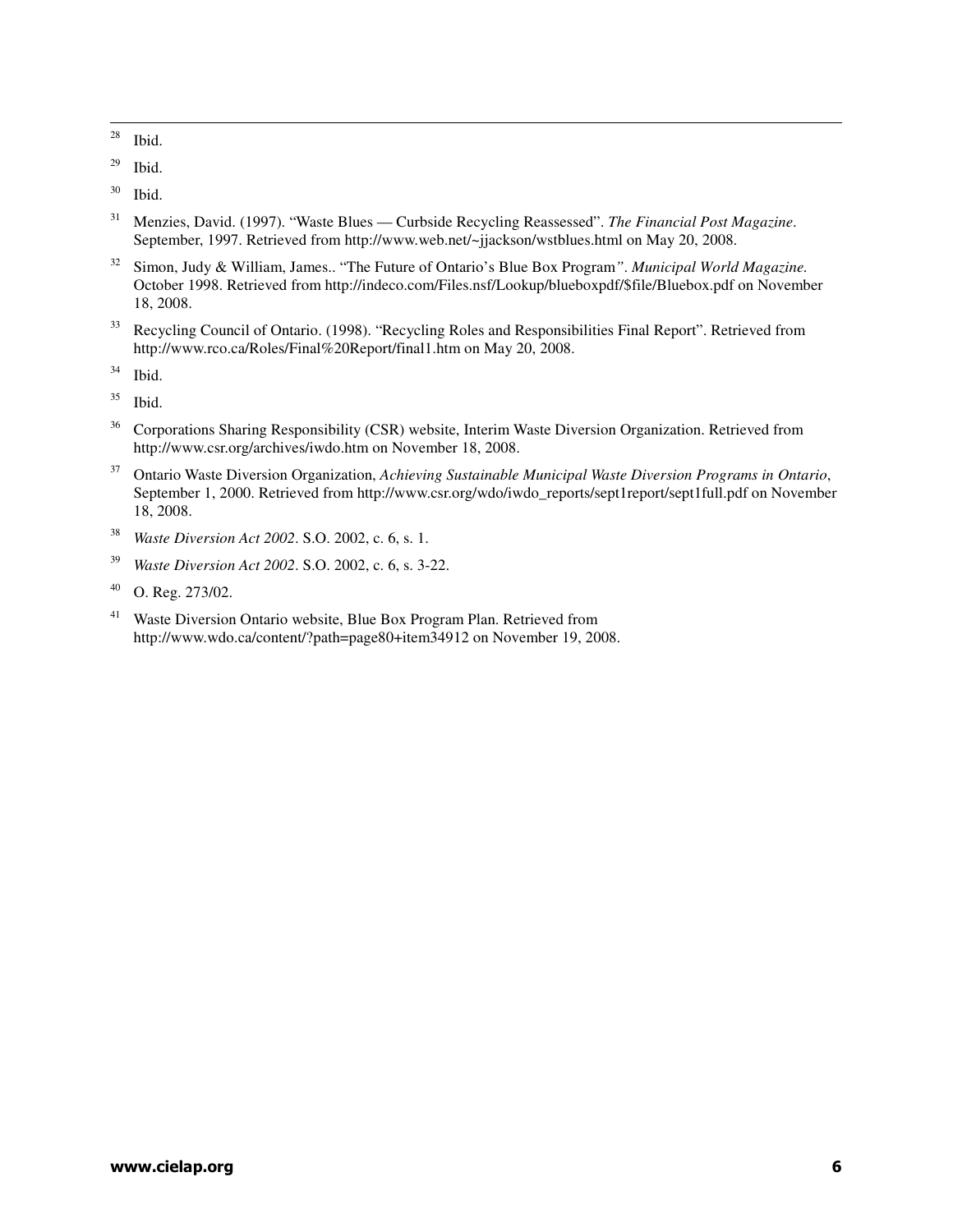[28] Ibid.

[29] Ibid.

[30] Ibid.

[31] Menzies, David. (1997). "Waste Blues — Curbside Recycling Reassessed". *The Financial Post Magazine*. September, 1997. Retrieved from http://www.web.net/~jjackson/wstblues.html on May 20, 2008.

[32] Simon, Judy & William, James.. "The Future of Ontario's Blue Box Program". *Municipal World Magazine.* October 1998. Retrieved from http://indeco.com/Files.nsf/Lookup/blueboxpdf/$file/Bluebox.pdf on November 18, 2008.

[33] Recycling Council of Ontario. (1998). "Recycling Roles and Responsibilities Final Report". Retrieved from http://www.rco.ca/Roles/Final%20Report/final1.htm on May 20, 2008.

[34] Ibid.

[35] Ibid.

[36] Corporations Sharing Responsibility (CSR) website, Interim Waste Diversion Organization. Retrieved from http://www.csr.org/archives/iwdo.htm on November 18, 2008.

[37] Ontario Waste Diversion Organization, *Achieving Sustainable Municipal Waste Diversion Programs in Ontario*, September 1, 2000. Retrieved from http://www.csr.org/wdo/iwdo_reports/sept1report/sept1full.pdf on November 18, 2008.

[38] *Waste Diversion Act 2002*. S.O. 2002, c. 6, s. 1.

[39] *Waste Diversion Act 2002*. S.O. 2002, c. 6, s. 3-22.

[40] O. Reg. 273/02.

[41] Waste Diversion Ontario website, Blue Box Program Plan. Retrieved from http://www.wdo.ca/content/?path=page80+item34912 on November 19, 2008.